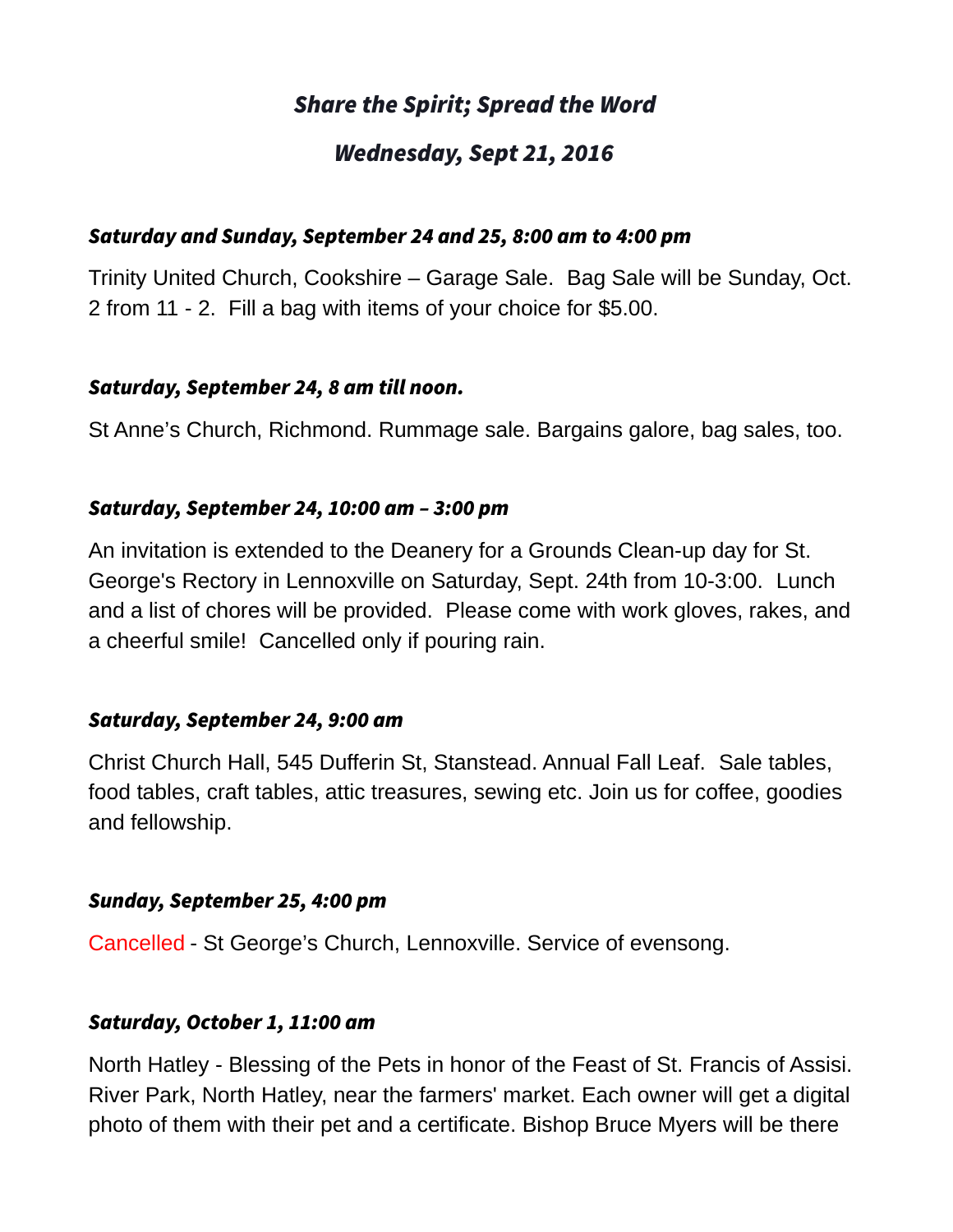# *Share the Spirit; Spread the Word*

## *Wednesday, Sept 21, 2016*

***Saturday and Sunday, September 24 and 25, 8:00 am to 4:00 pm***

Trinity United Church, Cookshire – Garage Sale. Bag Sale will be Sunday, Oct. 2 from 11 - 2. Fill a bag with items of your choice for $5.00.

***Saturday, September 24, 8 am till noon.***

St Anne's Church, Richmond. Rummage sale. Bargains galore, bag sales, too.

***Saturday, September 24, 10:00 am – 3:00 pm***

An invitation is extended to the Deanery for a Grounds Clean-up day for St. George's Rectory in Lennoxville on Saturday, Sept. 24th from 10-3:00. Lunch and a list of chores will be provided. Please come with work gloves, rakes, and a cheerful smile! Cancelled only if pouring rain.

***Saturday, September 24, 9:00 am***

Christ Church Hall, 545 Dufferin St, Stanstead. Annual Fall Leaf. Sale tables, food tables, craft tables, attic treasures, sewing etc. Join us for coffee, goodies and fellowship.

***Sunday, September 25, 4:00 pm***

Cancelled - St George's Church, Lennoxville. Service of evensong.

***Saturday, October 1, 11:00 am***

North Hatley - Blessing of the Pets in honor of the Feast of St. Francis of Assisi. River Park, North Hatley, near the farmers' market. Each owner will get a digital photo of them with their pet and a certificate. Bishop Bruce Myers will be there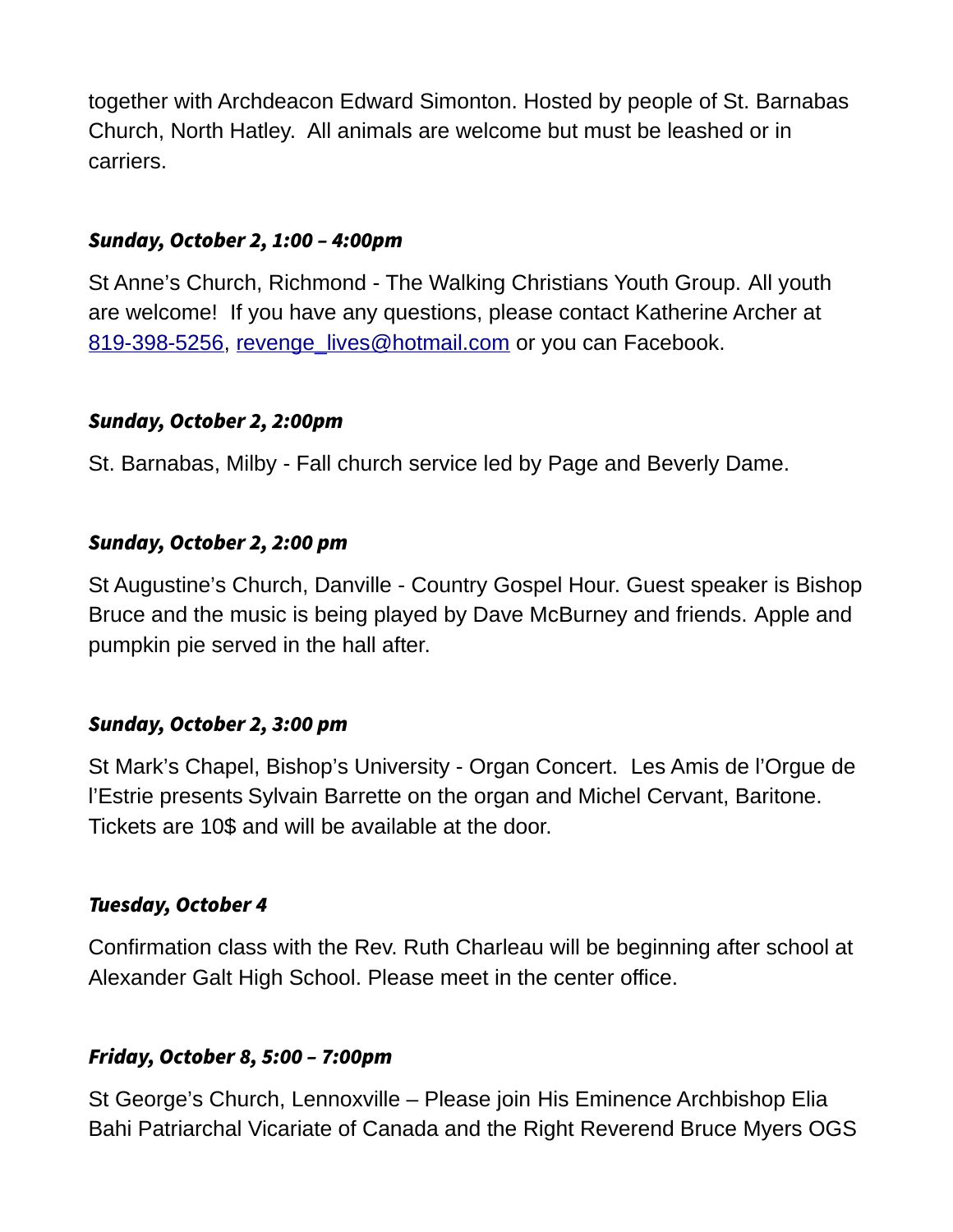together with Archdeacon Edward Simonton. Hosted by people of St. Barnabas Church, North Hatley.  All animals are welcome but must be leashed or in carriers.

***Sunday, October 2, 1:00 – 4:00pm***

St Anne's Church, Richmond - The Walking Christians Youth Group. All youth are welcome!  If you have any questions, please contact Katherine Archer at 819-398-5256, revenge_lives@hotmail.com or you can Facebook.

***Sunday, October 2, 2:00pm***

St. Barnabas, Milby - Fall church service led by Page and Beverly Dame.

***Sunday, October 2, 2:00 pm***

St Augustine's Church, Danville - Country Gospel Hour. Guest speaker is Bishop Bruce and the music is being played by Dave McBurney and friends. Apple and pumpkin pie served in the hall after.

***Sunday, October 2, 3:00 pm***

St Mark's Chapel, Bishop's University - Organ Concert.  Les Amis de l'Orgue de l'Estrie presents Sylvain Barrette on the organ and Michel Cervant, Baritone. Tickets are 10$ and will be available at the door.

***Tuesday, October 4***

Confirmation class with the Rev. Ruth Charleau will be beginning after school at Alexander Galt High School. Please meet in the center office.

***Friday, October 8, 5:00 – 7:00pm***

St George's Church, Lennoxville – Please join His Eminence Archbishop Elia Bahi Patriarchal Vicariate of Canada and the Right Reverend Bruce Myers OGS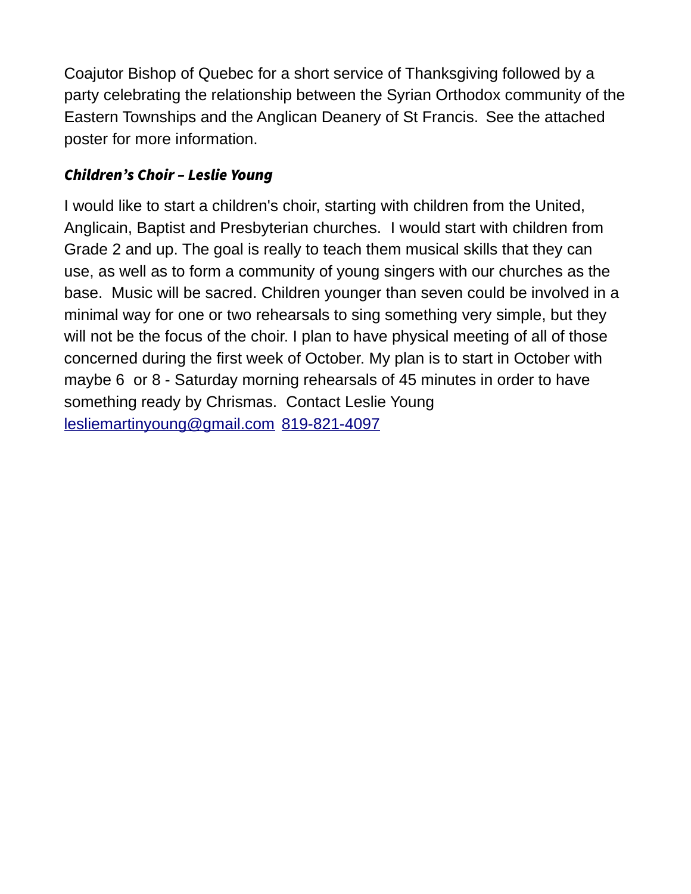Coajutor Bishop of Quebec for a short service of Thanksgiving followed by a party celebrating the relationship between the Syrian Orthodox community of the Eastern Townships and the Anglican Deanery of St Francis.  See the attached poster for more information.

***Children's Choir – Leslie Young***

I would like to start a children's choir, starting with children from the United, Anglicain, Baptist and Presbyterian churches.  I would start with children from Grade 2 and up. The goal is really to teach them musical skills that they can use, as well as to form a community of young singers with our churches as the base.  Music will be sacred. Children younger than seven could be involved in a minimal way for one or two rehearsals to sing something very simple, but they will not be the focus of the choir. I plan to have physical meeting of all of those concerned during the first week of October. My plan is to start in October with maybe 6  or 8 - Saturday morning rehearsals of 45 minutes in order to have something ready by Chrismas.  Contact Leslie Young lesliemartinyoung@gmail.com 819-821-4097